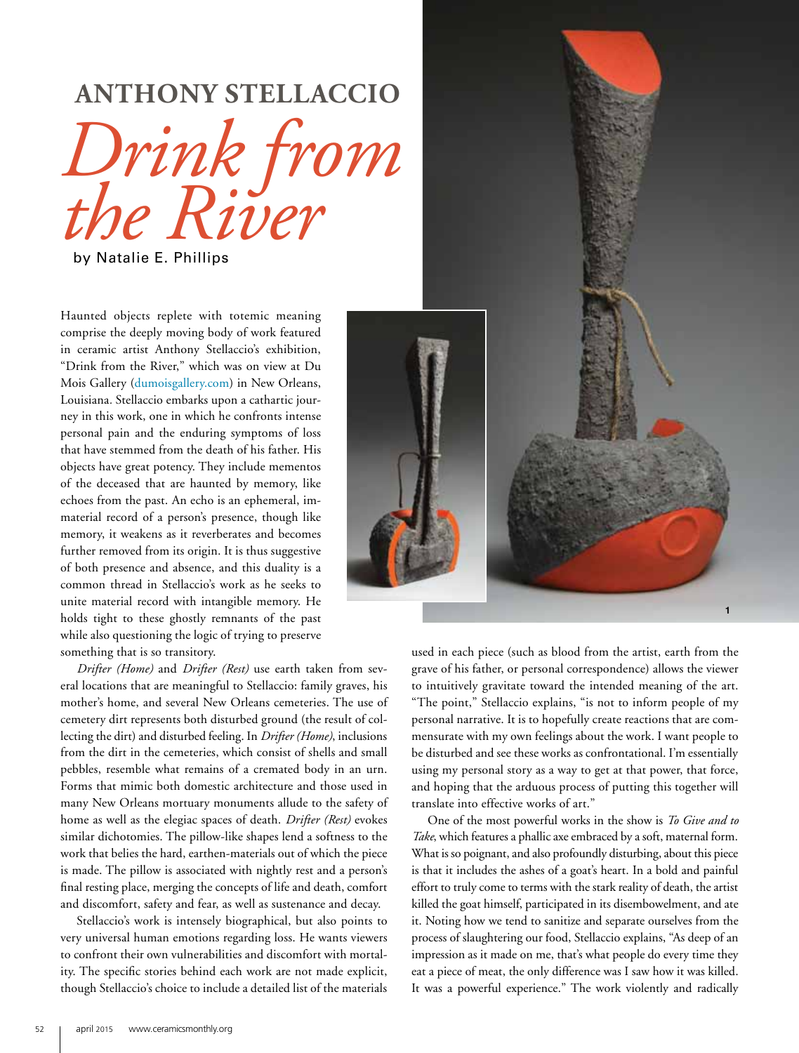# ANTHONY STELLACCIO

# *Drink from the River*

by Natalie E. Phillips

Haunted objects replete with totemic meaning comprise the deeply moving body of work featured in ceramic artist Anthony Stellaccio's exhibition, "Drink from the River," which was on view at Du Mois Gallery (dumoisgallery.com) in New Orleans, Louisiana. Stellaccio embarks upon a cathartic journey in this work, one in which he confronts intense personal pain and the enduring symptoms of loss that have stemmed from the death of his father. His objects have great potency. They include mementos of the deceased that are haunted by memory, like echoes from the past. An echo is an ephemeral, immaterial record of a person's presence, though like memory, it weakens as it reverberates and becomes further removed from its origin. It is thus suggestive of both presence and absence, and this duality is a common thread in Stellaccio's work as he seeks to unite material record with intangible memory. He holds tight to these ghostly remnants of the past while also questioning the logic of trying to preserve something that is so transitory.

*Drifter (Home)* and *Drifter (Rest)* use earth taken from several locations that are meaningful to Stellaccio: family graves, his mother's home, and several New Orleans cemeteries. The use of cemetery dirt represents both disturbed ground (the result of collecting the dirt) and disturbed feeling. In *Drifter (Home)*, inclusions from the dirt in the cemeteries, which consist of shells and small pebbles, resemble what remains of a cremated body in an urn. Forms that mimic both domestic architecture and those used in many New Orleans mortuary monuments allude to the safety of home as well as the elegiac spaces of death. *Drifter (Rest)* evokes similar dichotomies. The pillow-like shapes lend a softness to the work that belies the hard, earthen-materials out of which the piece is made. The pillow is associated with nightly rest and a person's final resting place, merging the concepts of life and death, comfort and discomfort, safety and fear, as well as sustenance and decay.

Stellaccio's work is intensely biographical, but also points to very universal human emotions regarding loss. He wants viewers to confront their own vulnerabilities and discomfort with mortality. The specific stories behind each work are not made explicit, though Stellaccio's choice to include a detailed list of the materials used in each piece (such as blood from the artist, earth from the grave of his father, or personal correspondence) allows the viewer to intuitively gravitate toward the intended meaning of the art. "The point," Stellaccio explains, "is not to inform people of my personal narrative. It is to hopefully create reactions that are commensurate with my own feelings about the work. I want people to be disturbed and see these works as confrontational. I'm essentially using my personal story as a way to get at that power, that force, and hoping that the arduous process of putting this together will translate into effective works of art."

One of the most powerful works in the show is *To Give and to Take*, which features a phallic axe embraced by a soft, maternal form. What is so poignant, and also profoundly disturbing, about this piece is that it includes the ashes of a goat's heart. In a bold and painful effort to truly come to terms with the stark reality of death, the artist killed the goat himself, participated in its disembowelment, and ate it. Noting how we tend to sanitize and separate ourselves from the process of slaughtering our food, Stellaccio explains, "As deep of an impression as it made on me, that's what people do every time they eat a piece of meat, the only difference was I saw how it was killed. It was a powerful experience." The work violently and radically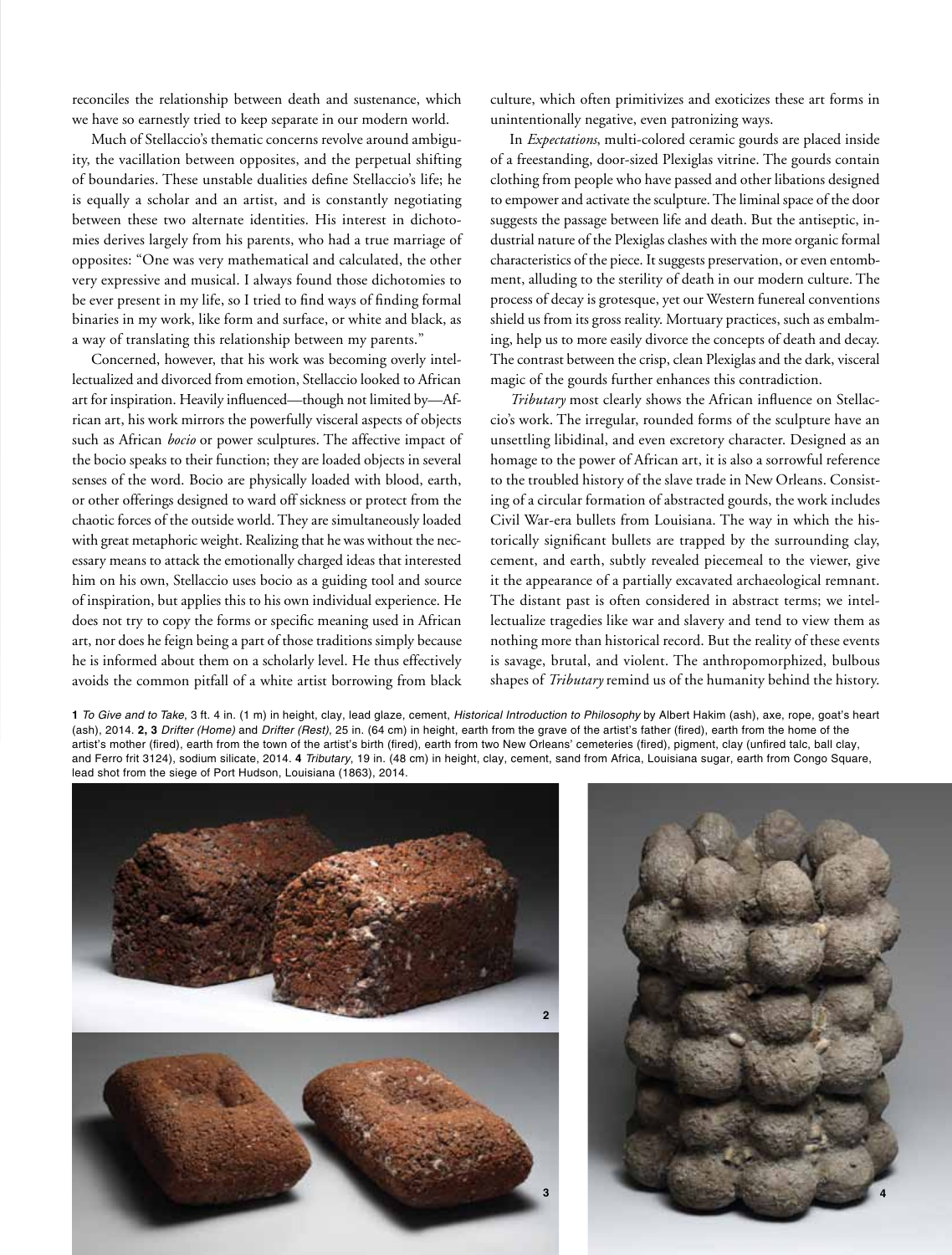reconciles the relationship between death and sustenance, which we have so earnestly tried to keep separate in our modern world.

Much of Stellaccio's thematic concerns revolve around ambiguity, the vacillation between opposites, and the perpetual shifting of boundaries. These unstable dualities define Stellaccio's life; he is equally a scholar and an artist, and is constantly negotiating between these two alternate identities. His interest in dichotomies derives largely from his parents, who had a true marriage of opposites: "One was very mathematical and calculated, the other very expressive and musical. I always found those dichotomies to be ever present in my life, so I tried to find ways of finding formal binaries in my work, like form and surface, or white and black, as a way of translating this relationship between my parents."

Concerned, however, that his work was becoming overly intellectualized and divorced from emotion, Stellaccio looked to African art for inspiration. Heavily influenced—though not limited by—African art, his work mirrors the powerfully visceral aspects of objects such as African *bocio* or power sculptures. The affective impact of the bocio speaks to their function; they are loaded objects in several senses of the word. Bocio are physically loaded with blood, earth, or other offerings designed to ward off sickness or protect from the chaotic forces of the outside world. They are simultaneously loaded with great metaphoric weight. Realizing that he was without the necessary means to attack the emotionally charged ideas that interested him on his own, Stellaccio uses bocio as a guiding tool and source of inspiration, but applies this to his own individual experience. He does not try to copy the forms or specific meaning used in African art, nor does he feign being a part of those traditions simply because he is informed about them on a scholarly level. He thus effectively avoids the common pitfall of a white artist borrowing from black culture, which often primitivizes and exoticizes these art forms in unintentionally negative, even patronizing ways.

In *Expectations*, multi-colored ceramic gourds are placed inside of a freestanding, door-sized Plexiglas vitrine. The gourds contain clothing from people who have passed and other libations designed to empower and activate the sculpture. The liminal space of the door suggests the passage between life and death. But the antiseptic, industrial nature of the Plexiglas clashes with the more organic formal characteristics of the piece. It suggests preservation, or even entombment, alluding to the sterility of death in our modern culture. The process of decay is grotesque, yet our Western funereal conventions shield us from its gross reality. Mortuary practices, such as embalming, help us to more easily divorce the concepts of death and decay. The contrast between the crisp, clean Plexiglas and the dark, visceral magic of the gourds further enhances this contradiction.

*Tributary* most clearly shows the African influence on Stellaccio's work. The irregular, rounded forms of the sculpture have an unsettling libidinal, and even excretory character. Designed as an homage to the power of African art, it is also a sorrowful reference to the troubled history of the slave trade in New Orleans. Consisting of a circular formation of abstracted gourds, the work includes Civil War-era bullets from Louisiana. The way in which the historically significant bullets are trapped by the surrounding clay, cement, and earth, subtly revealed piecemeal to the viewer, give it the appearance of a partially excavated archaeological remnant. The distant past is often considered in abstract terms; we intellectualize tragedies like war and slavery and tend to view them as nothing more than historical record. But the reality of these events is savage, brutal, and violent. The anthropomorphized, bulbous shapes of *Tributary* remind us of the humanity behind the history.

**1** *To Give and to Take*, 3 ft. 4 in. (1 m) in height, clay, lead glaze, cement, *Historical Introduction to Philosophy* by Albert Hakim (ash), axe, rope, goat's heart (ash), 2014. **2, 3** *Drifter (Home)* and *Drifter (Rest)*, 25 in. (64 cm) in height, earth from the grave of the artist's father (fired), earth from the home of the artist's mother (fired), earth from the town of the artist's birth (fired), earth from two New Orleans' cemeteries (fired), pigment, clay (unfired talc, ball clay, and Ferro frit 3124), sodium silicate, 2014. **4** *Tributary*, 19 in. (48 cm) in height, clay, cement, sand from Africa, Louisiana sugar, earth from Congo Square, lead shot from the siege of Port Hudson, Louisiana (1863), 2014.

2

3

4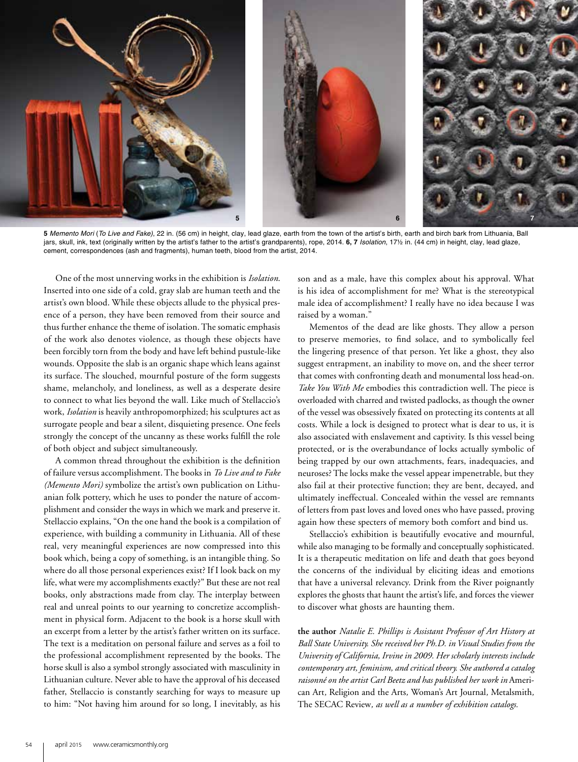**5** *Memento Mori* (*To Live and Fake*), 22 in. (56 cm) in height, clay, lead glaze, earth from the town of the artist's birth, earth and birch bark from Lithuania, Ball jars, skull, ink, text (originally written by the artist's father to the artist's grandparents), rope, 2014. **6, 7** *Isolation*, 17½ in. (44 cm) in height, clay, lead glaze, cement, correspondences (ash and fragments), human teeth, blood from the artist, 2014.

One of the most unnerving works in the exhibition is *Isolation*. Inserted into one side of a cold, gray slab are human teeth and the artist's own blood. While these objects allude to the physical presence of a person, they have been removed from their source and thus further enhance the theme of isolation. The somatic emphasis of the work also denotes violence, as though these objects have been forcibly torn from the body and have left behind pustule-like wounds. Opposite the slab is an organic shape which leans against its surface. The slouched, mournful posture of the form suggests shame, melancholy, and loneliness, as well as a desperate desire to connect to what lies beyond the wall. Like much of Stellaccio's work, *Isolation* is heavily anthropomorphized; his sculptures act as surrogate people and bear a silent, disquieting presence. One feels strongly the concept of the uncanny as these works fulfill the role of both object and subject simultaneously.

A common thread throughout the exhibition is the definition of failure versus accomplishment. The books in *To Live and to Fake (Memento Mori)* symbolize the artist's own publication on Lithuanian folk pottery, which he uses to ponder the nature of accomplishment and consider the ways in which we mark and preserve it. Stellaccio explains, "On the one hand the book is a compilation of experience, with building a community in Lithuania. All of these real, very meaningful experiences are now compressed into this book which, being a copy of something, is an intangible thing. So where do all those personal experiences exist? If I look back on my life, what were my accomplishments exactly?" But these are not real books, only abstractions made from clay. The interplay between real and unreal points to our yearning to concretize accomplishment in physical form. Adjacent to the book is a horse skull with an excerpt from a letter by the artist's father written on its surface. The text is a meditation on personal failure and serves as a foil to the professional accomplishment represented by the books. The horse skull is also a symbol strongly associated with masculinity in Lithuanian culture. Never able to have the approval of his deceased father, Stellaccio is constantly searching for ways to measure up to him: "Not having him around for so long, I inevitably, as his son and as a male, have this complex about his approval. What is his idea of accomplishment for me? What is the stereotypical male idea of accomplishment? I really have no idea because I was raised by a woman."

Mementos of the dead are like ghosts. They allow a person to preserve memories, to find solace, and to symbolically feel the lingering presence of that person. Yet like a ghost, they also suggest entrapment, an inability to move on, and the sheer terror that comes with confronting death and monumental loss head-on. *Take You With Me* embodies this contradiction well. The piece is overloaded with charred and twisted padlocks, as though the owner of the vessel was obsessively fixated on protecting its contents at all costs. While a lock is designed to protect what is dear to us, it is also associated with enslavement and captivity. Is this vessel being protected, or is the overabundance of locks actually symbolic of being trapped by our own attachments, fears, inadequacies, and neuroses? The locks make the vessel appear impenetrable, but they also fail at their protective function; they are bent, decayed, and ultimately ineffectual. Concealed within the vessel are remnants of letters from past loves and loved ones who have passed, proving again how these specters of memory both comfort and bind us.

Stellaccio's exhibition is beautifully evocative and mournful, while also managing to be formally and conceptually sophisticated. It is a therapeutic meditation on life and death that goes beyond the concerns of the individual by eliciting ideas and emotions that have a universal relevancy. Drink from the River poignantly explores the ghosts that haunt the artist's life, and forces the viewer to discover what ghosts are haunting them.

**the author** *Natalie E. Phillips is Assistant Professor of Art History at Ball State University. She received her Ph.D. in Visual Studies from the University of California, Irvine in 2009. Her scholarly interests include contemporary art, feminism, and critical theory. She authored a catalog raisonné on the artist Carl Beetz and has published her work in* American Art, Religion and the Arts, Woman's Art Journal, Metalsmith, The SECAC Review, *as well as a number of exhibition catalogs.*